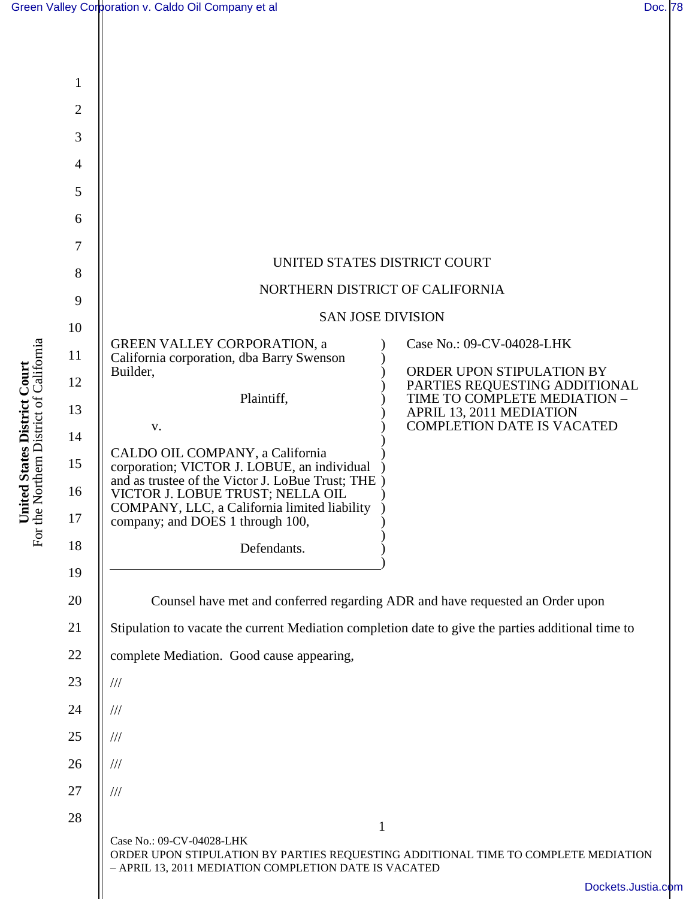UNITED STATES DISTRICT COURT

NORTHERN DISTRICT OF CALIFORNIA

SAN JOSE DIVISION

| | |
|---|---|
| GREEN VALLEY CORPORATION, a California corporation, dba Barry Swenson Builder,<br><br>Plaintiff,<br><br>v.<br><br>CALDO OIL COMPANY, a California corporation; VICTOR J. LOBUE, an individual and as trustee of the Victor J. LoBue Trust; THE VICTOR J. LOBUE TRUST; NELLA OIL COMPANY, LLC, a California limited liability company; and DOES 1 through 100,<br><br>Defendants. | Case No.: 09-CV-04028-LHK<br><br>ORDER UPON STIPULATION BY PARTIES REQUESTING ADDITIONAL TIME TO COMPLETE MEDIATION – APRIL 13, 2011 MEDIATION COMPLETION DATE IS VACATED |

Counsel have met and conferred regarding ADR and have requested an Order upon Stipulation to vacate the current Mediation completion date to give the parties additional time to complete Mediation. Good cause appearing,

///

///

///

///

///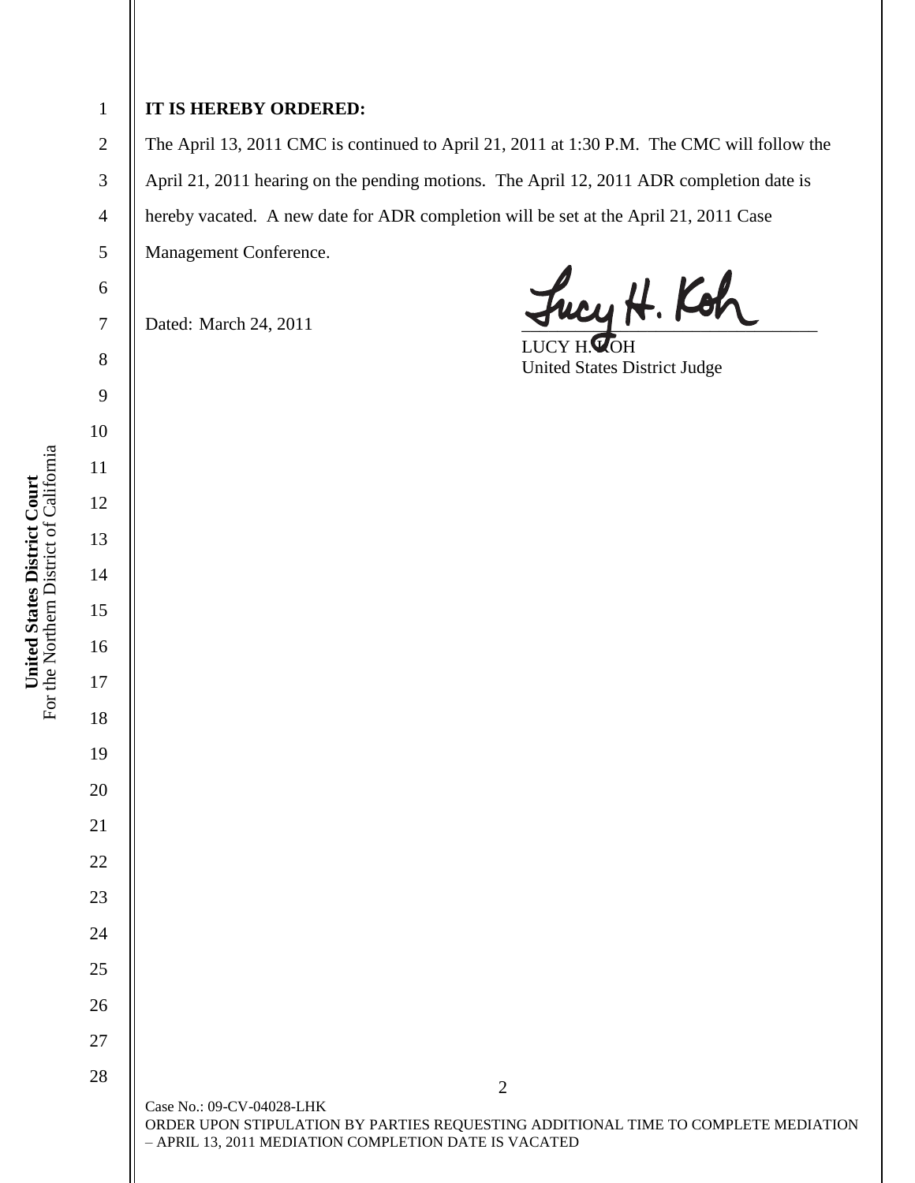**IT IS HEREBY ORDERED:**

The April 13, 2011 CMC is continued to April 21, 2011 at 1:30 P.M. The CMC will follow the April 21, 2011 hearing on the pending motions. The April 12, 2011 ADR completion date is hereby vacated. A new date for ADR completion will be set at the April 21, 2011 Case Management Conference.

Dated: March 24, 2011

LUCY H. KOH
United States District Judge

Case No.: 09-CV-04028-LHK
ORDER UPON STIPULATION BY PARTIES REQUESTING ADDITIONAL TIME TO COMPLETE MEDIATION – APRIL 13, 2011 MEDIATION COMPLETION DATE IS VACATED